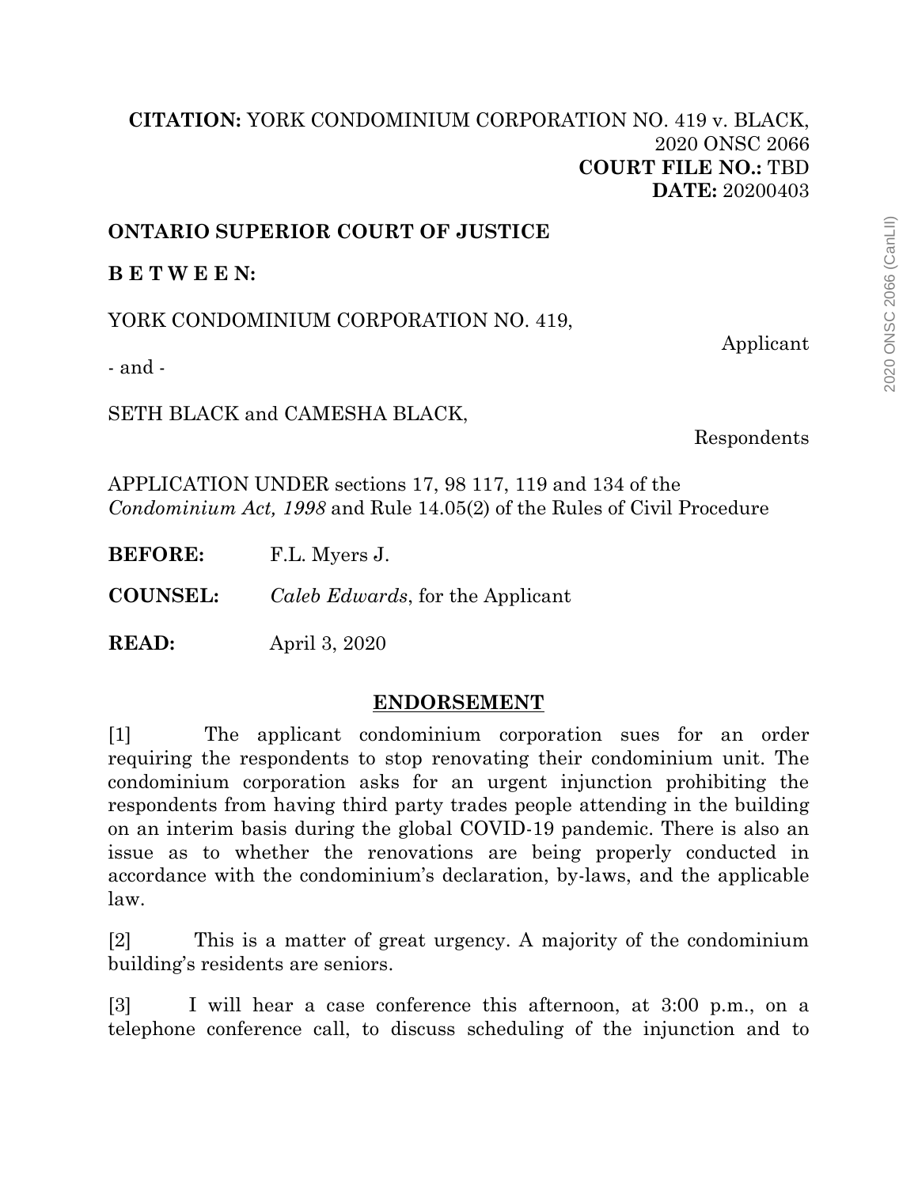**CITATION:** YORK CONDOMINIUM CORPORATION NO. 419 v. BLACK, 2020 ONSC 2066
**COURT FILE NO.:** TBD
**DATE:** 20200403

**ONTARIO SUPERIOR COURT OF JUSTICE**

**B E T W E E N:**

YORK CONDOMINIUM CORPORATION NO. 419,

Applicant

- and -

SETH BLACK and CAMESHA BLACK,

Respondents

APPLICATION UNDER sections 17, 98 117, 119 and 134 of the *Condominium Act, 1998* and Rule 14.05(2) of the Rules of Civil Procedure

**BEFORE:** F.L. Myers J.

**COUNSEL:** *Caleb Edwards*, for the Applicant

**READ:** April 3, 2020

## ENDORSEMENT

[1] The applicant condominium corporation sues for an order requiring the respondents to stop renovating their condominium unit. The condominium corporation asks for an urgent injunction prohibiting the respondents from having third party trades people attending in the building on an interim basis during the global COVID-19 pandemic. There is also an issue as to whether the renovations are being properly conducted in accordance with the condominium's declaration, by-laws, and the applicable law.

[2] This is a matter of great urgency. A majority of the condominium building's residents are seniors.

[3] I will hear a case conference this afternoon, at 3:00 p.m., on a telephone conference call, to discuss scheduling of the injunction and to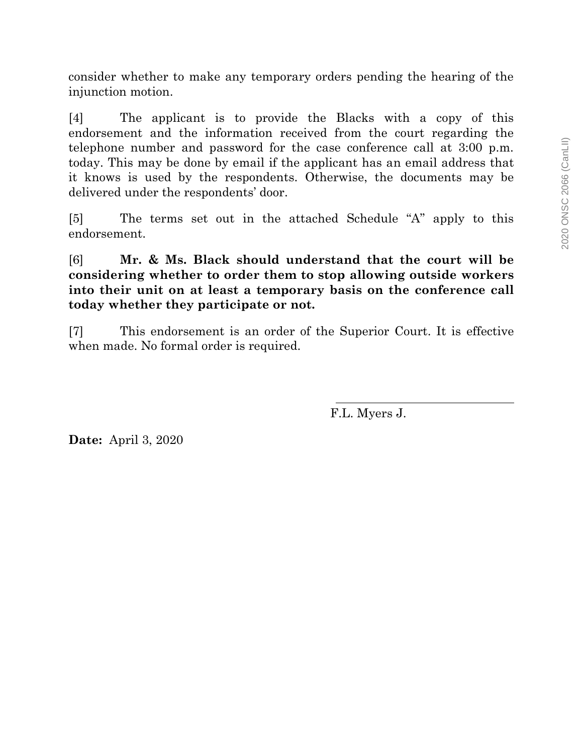consider whether to make any temporary orders pending the hearing of the injunction motion.

[4] The applicant is to provide the Blacks with a copy of this endorsement and the information received from the court regarding the telephone number and password for the case conference call at 3:00 p.m. today. This may be done by email if the applicant has an email address that it knows is used by the respondents. Otherwise, the documents may be delivered under the respondents' door.

[5] The terms set out in the attached Schedule "A" apply to this endorsement.

[6] **Mr. & Ms. Black should understand that the court will be considering whether to order them to stop allowing outside workers into their unit on at least a temporary basis on the conference call today whether they participate or not.**

[7] This endorsement is an order of the Superior Court. It is effective when made. No formal order is required.

F.L. Myers J.

**Date:** April 3, 2020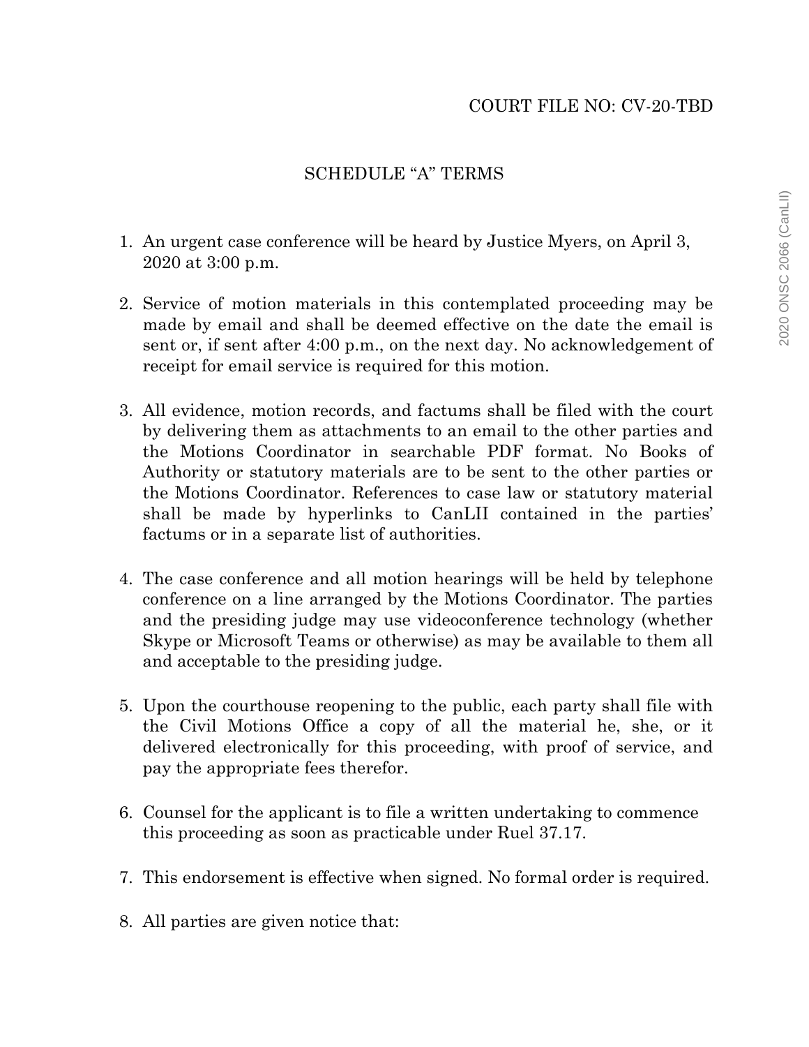COURT FILE NO: CV-20-TBD

SCHEDULE "A" TERMS

1. An urgent case conference will be heard by Justice Myers, on April 3, 2020 at 3:00 p.m.

2. Service of motion materials in this contemplated proceeding may be made by email and shall be deemed effective on the date the email is sent or, if sent after 4:00 p.m., on the next day. No acknowledgement of receipt for email service is required for this motion.

3. All evidence, motion records, and factums shall be filed with the court by delivering them as attachments to an email to the other parties and the Motions Coordinator in searchable PDF format. No Books of Authority or statutory materials are to be sent to the other parties or the Motions Coordinator. References to case law or statutory material shall be made by hyperlinks to CanLII contained in the parties' factums or in a separate list of authorities.

4. The case conference and all motion hearings will be held by telephone conference on a line arranged by the Motions Coordinator. The parties and the presiding judge may use videoconference technology (whether Skype or Microsoft Teams or otherwise) as may be available to them all and acceptable to the presiding judge.

5. Upon the courthouse reopening to the public, each party shall file with the Civil Motions Office a copy of all the material he, she, or it delivered electronically for this proceeding, with proof of service, and pay the appropriate fees therefor.

6. Counsel for the applicant is to file a written undertaking to commence this proceeding as soon as practicable under Ruel 37.17.

7. This endorsement is effective when signed. No formal order is required.

8. All parties are given notice that: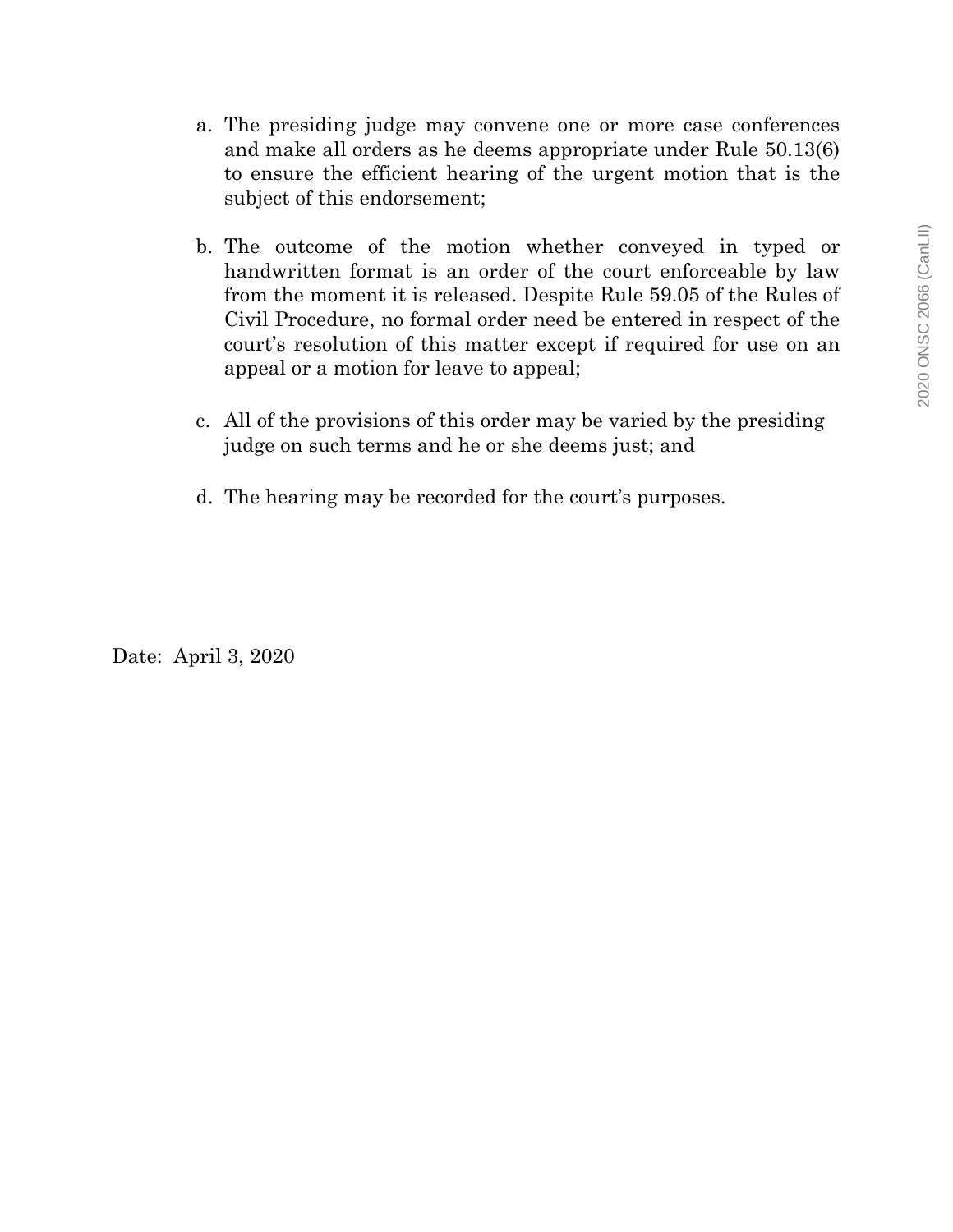a. The presiding judge may convene one or more case conferences and make all orders as he deems appropriate under Rule 50.13(6) to ensure the efficient hearing of the urgent motion that is the subject of this endorsement;

b. The outcome of the motion whether conveyed in typed or handwritten format is an order of the court enforceable by law from the moment it is released. Despite Rule 59.05 of the Rules of Civil Procedure, no formal order need be entered in respect of the court's resolution of this matter except if required for use on an appeal or a motion for leave to appeal;

c. All of the provisions of this order may be varied by the presiding judge on such terms and he or she deems just; and

d. The hearing may be recorded for the court's purposes.

Date: April 3, 2020